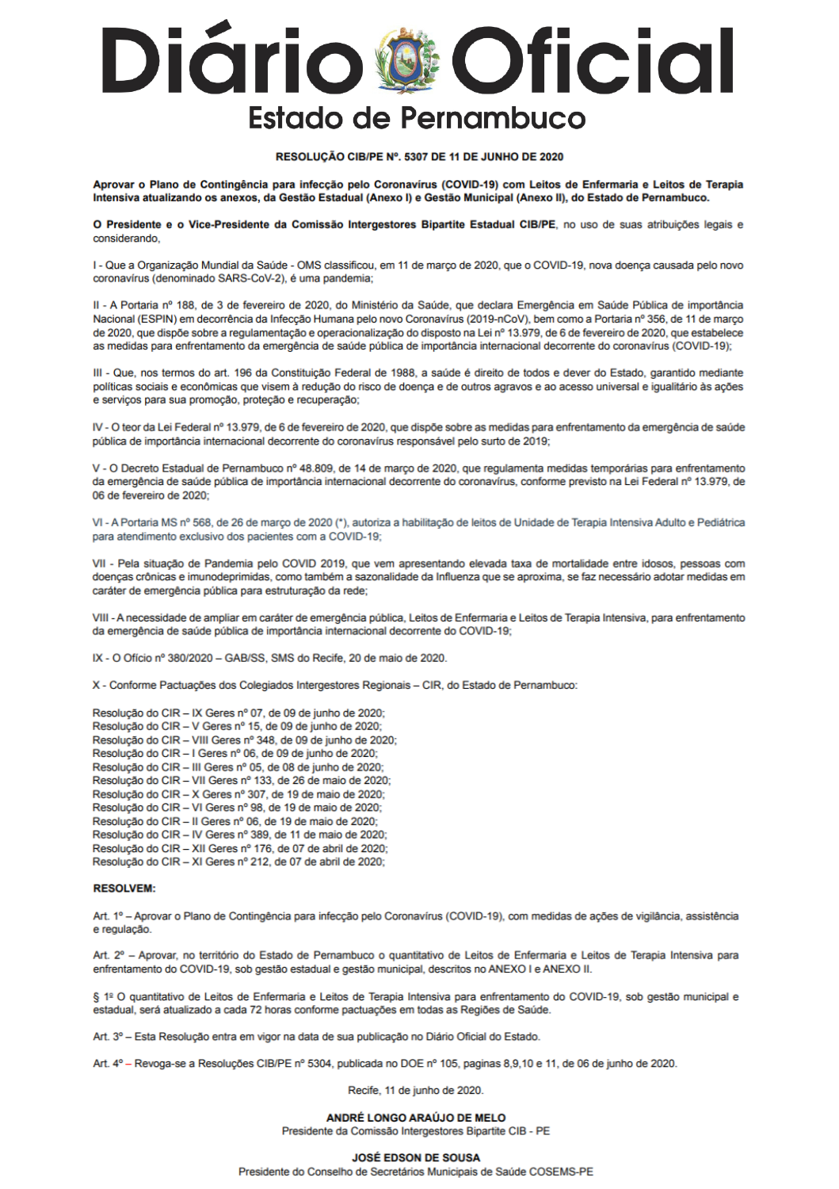# Diário Oficial

## Estado de Pernambuco

**RESOLUÇÃO CIB/PE Nº. 5307 DE 11 DE JUNHO DE 2020**

**Aprovar o Plano de Contingência para infecção pelo Coronavírus (COVID-19) com Leitos de Enfermaria e Leitos de Terapia Intensiva atualizando os anexos, da Gestão Estadual (Anexo I) e Gestão Municipal (Anexo II), do Estado de Pernambuco.**

**O Presidente e o Vice-Presidente da Comissão Intergestores Bipartite Estadual CIB/PE**, no uso de suas atribuições legais e considerando,

I - Que a Organização Mundial da Saúde - OMS classificou, em 11 de março de 2020, que o COVID-19, nova doença causada pelo novo coronavírus (denominado SARS-CoV-2), é uma pandemia;

II - A Portaria nº 188, de 3 de fevereiro de 2020, do Ministério da Saúde, que declara Emergência em Saúde Pública de importância Nacional (ESPIN) em decorrência da Infecção Humana pelo novo Coronavírus (2019-nCoV), bem como a Portaria nº 356, de 11 de março de 2020, que dispõe sobre a regulamentação e operacionalização do disposto na Lei nº 13.979, de 6 de fevereiro de 2020, que estabelece as medidas para enfrentamento da emergência de saúde pública de importância internacional decorrente do coronavírus (COVID-19);

III - Que, nos termos do art. 196 da Constituição Federal de 1988, a saúde é direito de todos e dever do Estado, garantido mediante políticas sociais e econômicas que visem à redução do risco de doença e de outros agravos e ao acesso universal e igualitário às ações e serviços para sua promoção, proteção e recuperação;

IV - O teor da Lei Federal nº 13.979, de 6 de fevereiro de 2020, que dispõe sobre as medidas para enfrentamento da emergência de saúde pública de importância internacional decorrente do coronavírus responsável pelo surto de 2019;

V - O Decreto Estadual de Pernambuco nº 48.809, de 14 de março de 2020, que regulamenta medidas temporárias para enfrentamento da emergência de saúde pública de importância internacional decorrente do coronavírus, conforme previsto na Lei Federal nº 13.979, de 06 de fevereiro de 2020;

VI - A Portaria MS nº 568, de 26 de março de 2020 (\*), autoriza a habilitação de leitos de Unidade de Terapia Intensiva Adulto e Pediátrica para atendimento exclusivo dos pacientes com a COVID-19;

VII - Pela situação de Pandemia pelo COVID 2019, que vem apresentando elevada taxa de mortalidade entre idosos, pessoas com doenças crônicas e imunodeprimidas, como também a sazonalidade da Influenza que se aproxima, se faz necessário adotar medidas em caráter de emergência pública para estruturação da rede;

VIII - A necessidade de ampliar em caráter de emergência pública, Leitos de Enfermaria e Leitos de Terapia Intensiva, para enfrentamento da emergência de saúde pública de importância internacional decorrente do COVID-19;

IX - O Ofício nº 380/2020 – GAB/SS, SMS do Recife, 20 de maio de 2020.

X - Conforme Pactuações dos Colegiados Intergestores Regionais – CIR, do Estado de Pernambuco:

Resolução do CIR – IX Geres nº 07, de 09 de junho de 2020;
Resolução do CIR – V Geres nº 15, de 09 de junho de 2020;
Resolução do CIR – VIII Geres nº 348, de 09 de junho de 2020;
Resolução do CIR – I Geres nº 06, de 09 de junho de 2020;
Resolução do CIR – III Geres nº 05, de 08 de junho de 2020;
Resolução do CIR – VII Geres nº 133, de 26 de maio de 2020;
Resolução do CIR – X Geres nº 307, de 19 de maio de 2020;
Resolução do CIR – VI Geres nº 98, de 19 de maio de 2020;
Resolução do CIR – II Geres nº 06, de 19 de maio de 2020;
Resolução do CIR – IV Geres nº 389, de 11 de maio de 2020;
Resolução do CIR – XII Geres nº 176, de 07 de abril de 2020;
Resolução do CIR – XI Geres nº 212, de 07 de abril de 2020;

**RESOLVEM:**

Art. 1º – Aprovar o Plano de Contingência para infecção pelo Coronavírus (COVID-19), com medidas de ações de vigilância, assistência e regulação.

Art. 2º – Aprovar, no território do Estado de Pernambuco o quantitativo de Leitos de Enfermaria e Leitos de Terapia Intensiva para enfrentamento do COVID-19, sob gestão estadual e gestão municipal, descritos no ANEXO I e ANEXO II.

§ 1º O quantitativo de Leitos de Enfermaria e Leitos de Terapia Intensiva para enfrentamento do COVID-19, sob gestão municipal e estadual, será atualizado a cada 72 horas conforme pactuações em todas as Regiões de Saúde.

Art. 3º – Esta Resolução entra em vigor na data de sua publicação no Diário Oficial do Estado.

Art. 4º – Revoga-se a Resoluções CIB/PE nº 5304, publicada no DOE nº 105, paginas 8,9,10 e 11, de 06 de junho de 2020.

Recife, 11 de junho de 2020.

**ANDRÉ LONGO ARAÚJO DE MELO**
Presidente da Comissão Intergestores Bipartite CIB - PE

**JOSÉ EDSON DE SOUSA**
Presidente do Conselho de Secretários Municipais de Saúde COSEMS-PE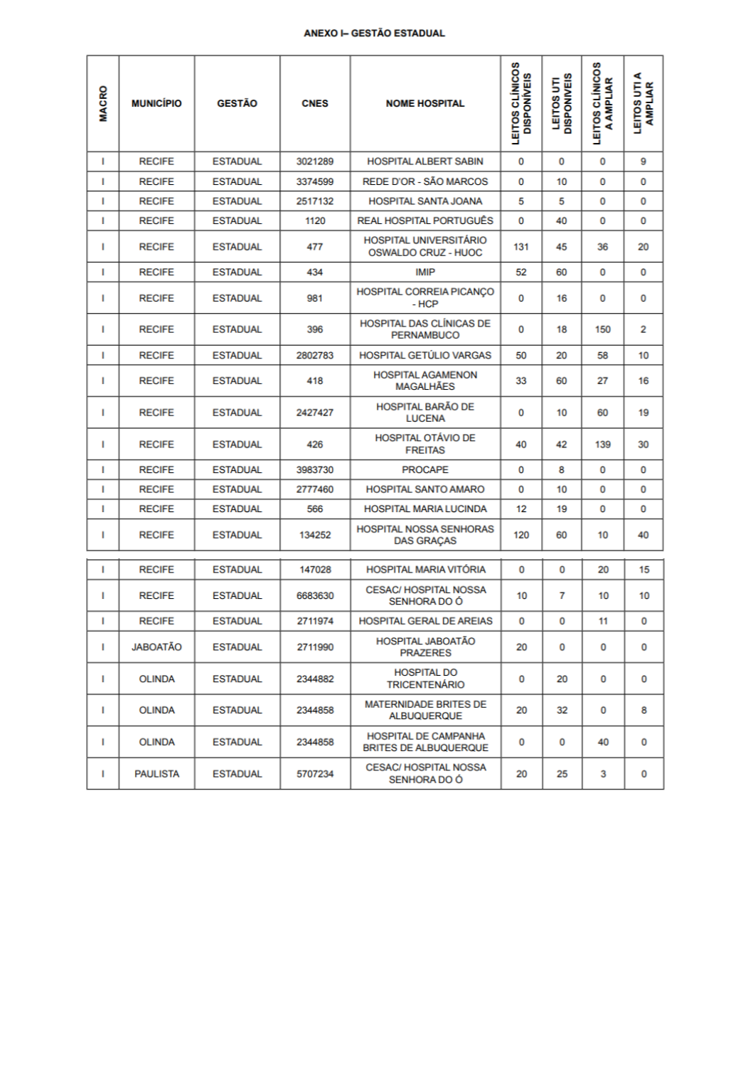**ANEXO I– GESTÃO ESTADUAL**

| MACRO | MUNICÍPIO | GESTÃO | CNES | NOME HOSPITAL | LEITOS CLÍNICOS DISPONÍVEIS | LEITOS UTI DISPONÍVEIS | LEITOS CLÍNICOS A AMPLIAR | LEITOS UTI A AMPLIAR |
|---|---|---|---|---|---|---|---|---|
| I | RECIFE | ESTADUAL | 3021289 | HOSPITAL ALBERT SABIN | 0 | 0 | 0 | 9 |
| I | RECIFE | ESTADUAL | 3374599 | REDE D'OR - SÃO MARCOS | 0 | 10 | 0 | 0 |
| I | RECIFE | ESTADUAL | 2517132 | HOSPITAL SANTA JOANA | 5 | 5 | 0 | 0 |
| I | RECIFE | ESTADUAL | 1120 | REAL HOSPITAL PORTUGUÊS | 0 | 40 | 0 | 0 |
| I | RECIFE | ESTADUAL | 477 | HOSPITAL UNIVERSITÁRIO OSWALDO CRUZ - HUOC | 131 | 45 | 36 | 20 |
| I | RECIFE | ESTADUAL | 434 | IMIP | 52 | 60 | 0 | 0 |
| I | RECIFE | ESTADUAL | 981 | HOSPITAL CORREIA PICANÇO - HCP | 0 | 16 | 0 | 0 |
| I | RECIFE | ESTADUAL | 396 | HOSPITAL DAS CLÍNICAS DE PERNAMBUCO | 0 | 18 | 150 | 2 |
| I | RECIFE | ESTADUAL | 2802783 | HOSPITAL GETÚLIO VARGAS | 50 | 20 | 58 | 10 |
| I | RECIFE | ESTADUAL | 418 | HOSPITAL AGAMENON MAGALHÃES | 33 | 60 | 27 | 16 |
| I | RECIFE | ESTADUAL | 2427427 | HOSPITAL BARÃO DE LUCENA | 0 | 10 | 60 | 19 |
| I | RECIFE | ESTADUAL | 426 | HOSPITAL OTÁVIO DE FREITAS | 40 | 42 | 139 | 30 |
| I | RECIFE | ESTADUAL | 3983730 | PROCAPE | 0 | 8 | 0 | 0 |
| I | RECIFE | ESTADUAL | 2777460 | HOSPITAL SANTO AMARO | 0 | 10 | 0 | 0 |
| I | RECIFE | ESTADUAL | 566 | HOSPITAL MARIA LUCINDA | 12 | 19 | 0 | 0 |
| I | RECIFE | ESTADUAL | 134252 | HOSPITAL NOSSA SENHORAS DAS GRAÇAS | 120 | 60 | 10 | 40 |
| I | RECIFE | ESTADUAL | 147028 | HOSPITAL MARIA VITÓRIA | 0 | 0 | 20 | 15 |
| I | RECIFE | ESTADUAL | 6683630 | CESAC/ HOSPITAL NOSSA SENHORA DO Ó | 10 | 7 | 10 | 10 |
| I | RECIFE | ESTADUAL | 2711974 | HOSPITAL GERAL DE AREIAS | 0 | 0 | 11 | 0 |
| I | JABOATÃO | ESTADUAL | 2711990 | HOSPITAL JABOATÃO PRAZERES | 20 | 0 | 0 | 0 |
| I | OLINDA | ESTADUAL | 2344882 | HOSPITAL DO TRICENTENÁRIO | 0 | 20 | 0 | 0 |
| I | OLINDA | ESTADUAL | 2344858 | MATERNIDADE BRITES DE ALBUQUERQUE | 20 | 32 | 0 | 8 |
| I | OLINDA | ESTADUAL | 2344858 | HOSPITAL DE CAMPANHA BRITES DE ALBUQUERQUE | 0 | 0 | 40 | 0 |
| I | PAULISTA | ESTADUAL | 5707234 | CESAC/ HOSPITAL NOSSA SENHORA DO Ó | 20 | 25 | 3 | 0 |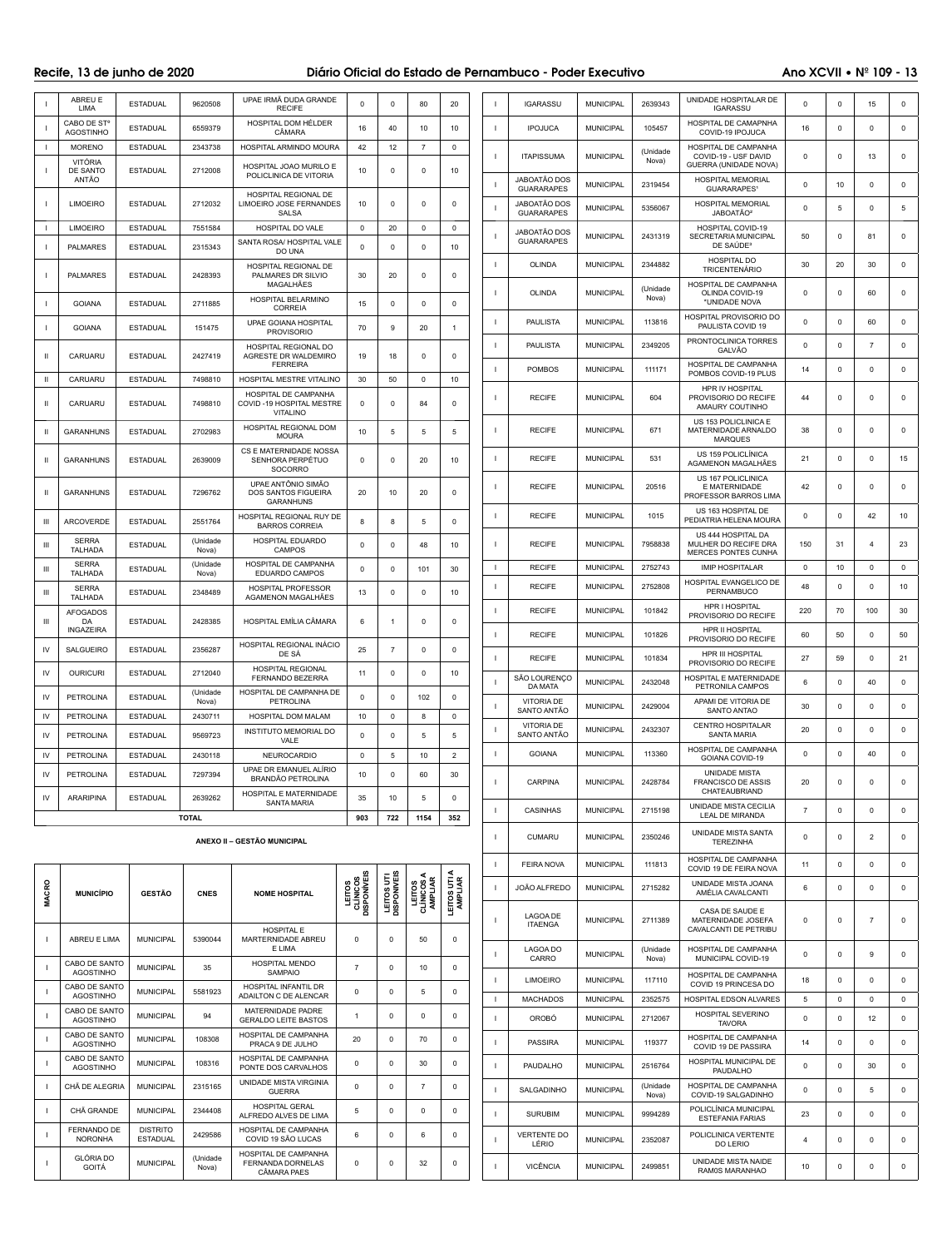| I | ABREU E LIMA | ESTADUAL | 9620508 | UPAE IRMÃ DUDA GRANDE RECIFE | 0 | 0 | 80 | 20 |
|---|---|---|---|---|---|---|---|---|
| I | CABO DE STº AGOSTINHO | ESTADUAL | 6559379 | HOSPITAL DOM HÉLDER CÂMARA | 16 | 40 | 10 | 10 |
| I | MORENO | ESTADUAL | 2343738 | HOSPITAL ARMINDO MOURA | 42 | 12 | 7 | 0 |
| I | VITÓRIA DE SANTO ANTÃO | ESTADUAL | 2712008 | HOSPITAL JOAO MURILO E POLICLINICA DE VITORIA | 10 | 0 | 0 | 10 |
| I | LIMOEIRO | ESTADUAL | 2712032 | HOSPITAL REGIONAL DE LIMOEIRO JOSE FERNANDES SALSA | 10 | 0 | 0 | 0 |
| I | LIMOEIRO | ESTADUAL | 7551584 | HOSPITAL DO VALE | 0 | 20 | 0 | 0 |
| I | PALMARES | ESTADUAL | 2315343 | SANTA ROSA/ HOSPITAL VALE DO UNA | 0 | 0 | 0 | 10 |
| I | PALMARES | ESTADUAL | 2428393 | HOSPITAL REGIONAL DE PALMARES DR SILVIO MAGALHÃES | 30 | 20 | 0 | 0 |
| I | GOIANA | ESTADUAL | 2711885 | HOSPITAL BELARMINO CORREIA | 15 | 0 | 0 | 0 |
| I | GOIANA | ESTADUAL | 151475 | UPAE GOIANA HOSPITAL PROVISORIO | 70 | 9 | 20 | 1 |
| II | CARUARU | ESTADUAL | 2427419 | HOSPITAL REGIONAL DO AGRESTE DR WALDEMIRO FERREIRA | 19 | 18 | 0 | 0 |
| II | CARUARU | ESTADUAL | 7498810 | HOSPITAL MESTRE VITALINO | 30 | 50 | 0 | 10 |
| II | CARUARU | ESTADUAL | 7498810 | HOSPITAL DE CAMPANHA COVID -19 HOSPITAL MESTRE VITALINO | 0 | 0 | 84 | 0 |
| II | GARANHUNS | ESTADUAL | 2702983 | HOSPITAL REGIONAL DOM MOURA | 10 | 5 | 5 | 5 |
| II | GARANHUNS | ESTADUAL | 2639009 | CS E MATERNIDADE NOSSA SENHORA PERPÉTUO SOCORRO | 0 | 0 | 20 | 10 |
| II | GARANHUNS | ESTADUAL | 7296762 | UPAE ANTÔNIO SIMÃO DOS SANTOS FIGUEIRA GARANHUNS | 20 | 10 | 20 | 0 |
| III | ARCOVERDE | ESTADUAL | 2551764 | HOSPITAL REGIONAL RUY DE BARROS CORREIA | 8 | 8 | 5 | 0 |
| III | SERRA TALHADA | ESTADUAL | (Unidade Nova) | HOSPITAL EDUARDO CAMPOS | 0 | 0 | 48 | 10 |
| III | SERRA TALHADA | ESTADUAL | (Unidade Nova) | HOSPITAL DE CAMPANHA EDUARDO CAMPOS | 0 | 0 | 101 | 30 |
| III | SERRA TALHADA | ESTADUAL | 2348489 | HOSPITAL PROFESSOR AGAMENON MAGALHÃES | 13 | 0 | 0 | 10 |
| III | AFOGADOS DA INGAZEIRA | ESTADUAL | 2428385 | HOSPITAL EMÍLIA CÂMARA | 6 | 1 | 0 | 0 |
| IV | SALGUEIRO | ESTADUAL | 2356287 | HOSPITAL REGIONAL INÁCIO DE SÁ | 25 | 7 | 0 | 0 |
| IV | OURICURI | ESTADUAL | 2712040 | HOSPITAL REGIONAL FERNANDO BEZERRA | 11 | 0 | 0 | 10 |
| IV | PETROLINA | ESTADUAL | (Unidade Nova) | HOSPITAL DE CAMPANHA DE PETROLINA | 0 | 0 | 102 | 0 |
| IV | PETROLINA | ESTADUAL | 2430711 | HOSPITAL DOM MALAM | 10 | 0 | 8 | 0 |
| IV | PETROLINA | ESTADUAL | 9569723 | INSTITUTO MEMORIAL DO VALE | 0 | 0 | 5 | 5 |
| IV | PETROLINA | ESTADUAL | 2430118 | NEUROCARDIO | 0 | 5 | 10 | 2 |
| IV | PETROLINA | ESTADUAL | 7297394 | UPAE DR EMANUEL ALÍRIO BRANDÃO PETROLINA | 10 | 0 | 60 | 30 |
| IV | ARARIPINA | ESTADUAL | 2639262 | HOSPITAL E MATERNIDADE SANTA MARIA | 35 | 10 | 5 | 0 |
| | | | TOTAL | | 903 | 722 | 1154 | 352 |

**ANEXO II – GESTÃO MUNICIPAL**

| MACRO | MUNICÍPIO | GESTÃO | CNES | NOME HOSPITAL | LEITOS CLÍNICOS DISPONÍVEIS | LEITOS UTI DISPONÍVEIS | LEITOS CLÍNICOS A AMPLIAR | LEITOS UTI A AMPLIAR |
|---|---|---|---|---|---|---|---|---|
| I | ABREU E LIMA | MUNICIPAL | 5390044 | HOSPITAL E MARTERNIDADE ABREU E LIMA | 0 | 0 | 50 | 0 |
| I | CABO DE SANTO AGOSTINHO | MUNICIPAL | 35 | HOSPITAL MENDO SAMPAIO | 7 | 0 | 10 | 0 |
| I | CABO DE SANTO AGOSTINHO | MUNICIPAL | 5581923 | HOSPITAL INFANTIL DR ADAILTON C DE ALENCAR | 0 | 0 | 5 | 0 |
| I | CABO DE SANTO AGOSTINHO | MUNICIPAL | 94 | MATERNIDADE PADRE GERALDO LEITE BASTOS | 1 | 0 | 0 | 0 |
| I | CABO DE SANTO AGOSTINHO | MUNICIPAL | 108308 | HOSPITAL DE CAMPANHA PRACA 9 DE JULHO | 20 | 0 | 70 | 0 |
| I | CABO DE SANTO AGOSTINHO | MUNICIPAL | 108316 | HOSPITAL DE CAMPANHA PONTE DOS CARVALHOS | 0 | 0 | 30 | 0 |
| I | CHÃ DE ALEGRIA | MUNICIPAL | 2315165 | UNIDADE MISTA VIRGINIA GUERRA | 0 | 0 | 7 | 0 |
| I | CHÃ GRANDE | MUNICIPAL | 2344408 | HOSPITAL GERAL ALFREDO ALVES DE LIMA | 5 | 0 | 0 | 0 |
| I | FERNANDO DE NORONHA | DISTRITO ESTADUAL | 2429586 | HOSPITAL DE CAMPANHA COVID 19 SÃO LUCAS | 6 | 0 | 6 | 0 |
| I | GLÓRIA DO GOITÁ | MUNICIPAL | (Unidade Nova) | HOSPITAL DE CAMPANHA FERNANDA DORNELAS CÂMARA PAES | 0 | 0 | 32 | 0 |
| I | IGARASSU | MUNICIPAL | 2639343 | UNIDADE HOSPITALAR DE IGARASSU | 0 | 0 | 15 | 0 |
| I | IPOJUCA | MUNICIPAL | 105457 | HOSPITAL DE CAMAPNHA COVID-19 IPOJUCA | 16 | 0 | 0 | 0 |
| I | ITAPISSUMA | MUNICIPAL | (Unidade Nova) | HOSPITAL DE CAMPANHA COVID-19 - USF DAVID GUERRA (UNIDADE NOVA) | 0 | 0 | 13 | 0 |
| I | JABOATÃO DOS GUARARAPES | MUNICIPAL | 2319454 | HOSPITAL MEMORIAL GUARARAPES¹ | 0 | 10 | 0 | 0 |
| I | JABOATÃO DOS GUARARAPES | MUNICIPAL | 5356067 | HOSPITAL MEMORIAL JABOATÃO² | 0 | 5 | 0 | 5 |
| I | JABOATÃO DOS GUARARAPES | MUNICIPAL | 2431319 | HOSPITAL COVID-19 SECRETARIA MUNICIPAL DE SAÚDE³ | 50 | 0 | 81 | 0 |
| I | OLINDA | MUNICIPAL | 2344882 | HOSPITAL DO TRICENTENÁRIO | 30 | 20 | 30 | 0 |
| I | OLINDA | MUNICIPAL | (Unidade Nova) | HOSPITAL DE CAMPANHA OLINDA COVID-19 *UNIDADE NOVA | 0 | 0 | 60 | 0 |
| I | PAULISTA | MUNICIPAL | 113816 | HOSPITAL PROVISORIO DO PAULISTA COVID 19 | 0 | 0 | 60 | 0 |
| I | PAULISTA | MUNICIPAL | 2349205 | PRONTOCLINICA TORRES GALVÃO | 0 | 0 | 7 | 0 |
| I | POMBOS | MUNICIPAL | 111171 | HOSPITAL DE CAMPANHA POMBOS COVID-19 PLUS | 14 | 0 | 0 | 0 |
| I | RECIFE | MUNICIPAL | 604 | HPR IV HOSPITAL PROVISORIO DO RECIFE AMAURY COUTINHO | 44 | 0 | 0 | 0 |
| I | RECIFE | MUNICIPAL | 671 | US 153 POLICLINICA E MATERNIDADE ARNALDO MARQUES | 38 | 0 | 0 | 0 |
| I | RECIFE | MUNICIPAL | 531 | US 159 POLICLÍNICA AGAMENON MAGALHÃES | 21 | 0 | 0 | 15 |
| I | RECIFE | MUNICIPAL | 20516 | US 167 POLICLINICA E MATERNIDADE PROFESSOR BARROS LIMA | 42 | 0 | 0 | 0 |
| I | RECIFE | MUNICIPAL | 1015 | US 163 HOSPITAL DE PEDIATRIA HELENA MOURA | 0 | 0 | 42 | 10 |
| I | RECIFE | MUNICIPAL | 7958838 | US 444 HOSPITAL DA MULHER DO RECIFE DRA MERCES PONTES CUNHA | 150 | 31 | 4 | 23 |
| I | RECIFE | MUNICIPAL | 2752743 | IMIP HOSPITALAR | 0 | 10 | 0 | 0 |
| I | RECIFE | MUNICIPAL | 2752808 | HOSPITAL EVANGELICO DE PERNAMBUCO | 48 | 0 | 0 | 10 |
| I | RECIFE | MUNICIPAL | 101842 | HPR I HOSPITAL PROVISORIO DO RECIFE | 220 | 70 | 100 | 30 |
| I | RECIFE | MUNICIPAL | 101826 | HPR II HOSPITAL PROVISORIO DO RECIFE | 60 | 50 | 0 | 50 |
| I | RECIFE | MUNICIPAL | 101834 | HPR III HOSPITAL PROVISORIO DO RECIFE | 27 | 59 | 0 | 21 |
| I | SÃO LOURENÇO DA MATA | MUNICIPAL | 2432048 | HOSPITAL E MATERNIDADE PETRONILA CAMPOS | 6 | 0 | 40 | 0 |
| I | VITORIA DE SANTO ANTÃO | MUNICIPAL | 2429004 | APAMI DE VITORIA DE SANTO ANTAO | 30 | 0 | 0 | 0 |
| I | VITORIA DE SANTO ANTÃO | MUNICIPAL | 2432307 | CENTRO HOSPITALAR SANTA MARIA | 20 | 0 | 0 | 0 |
| I | GOIANA | MUNICIPAL | 113360 | HOSPITAL DE CAMPANHA GOIANA COVID-19 | 0 | 0 | 40 | 0 |
| I | CARPINA | MUNICIPAL | 2428784 | UNIDADE MISTA FRANCISCO DE ASSIS CHATEAUBRIAND | 20 | 0 | 0 | 0 |
| I | CASINHAS | MUNICIPAL | 2715198 | UNIDADE MISTA CECILIA LEAL DE MIRANDA | 7 | 0 | 0 | 0 |
| I | CUMARU | MUNICIPAL | 2350246 | UNIDADE MISTA SANTA TEREZINHA | 0 | 0 | 2 | 0 |
| I | FEIRA NOVA | MUNICIPAL | 111813 | HOSPITAL DE CAMPANHA COVID 19 DE FEIRA NOVA | 11 | 0 | 0 | 0 |
| I | JOÃO ALFREDO | MUNICIPAL | 2715282 | UNIDADE MISTA JOANA AMÉLIA CAVALCANTI | 6 | 0 | 0 | 0 |
| I | LAGOA DE ITAENGA | MUNICIPAL | 2711389 | CASA DE SAUDE E MATERNIDADE JOSEFA CAVALCANTI DE PETRIBU | 0 | 0 | 7 | 0 |
| I | LAGOA DO CARRO | MUNICIPAL | (Unidade Nova) | HOSPITAL DE CAMPANHA MUNICIPAL COVID-19 | 0 | 0 | 9 | 0 |
| I | LIMOEIRO | MUNICIPAL | 117110 | HOSPITAL DE CAMPANHA COVID 19 PRINCESA DO | 18 | 0 | 0 | 0 |
| I | MACHADOS | MUNICIPAL | 2352575 | HOSPITAL EDSON ALVARES | 5 | 0 | 0 | 0 |
| I | OROBÓ | MUNICIPAL | 2712067 | HOSPITAL SEVERINO TAVORA | 0 | 0 | 12 | 0 |
| I | PASSIRA | MUNICIPAL | 119377 | HOSPITAL DE CAMPANHA COVID 19 DE PASSIRA | 14 | 0 | 0 | 0 |
| I | PAUDALHO | MUNICIPAL | 2516764 | HOSPITAL MUNICIPAL DE PAUDALHO | 0 | 0 | 30 | 0 |
| I | SALGADINHO | MUNICIPAL | (Unidade Nova) | HOSPITAL DE CAMPANHA COVID-19 SALGADINHO | 0 | 0 | 5 | 0 |
| I | SURUBIM | MUNICIPAL | 9994289 | POLICLÍNICA MUNICIPAL ESTEFANIA FARIAS | 23 | 0 | 0 | 0 |
| I | VERTENTE DO LÉRIO | MUNICIPAL | 2352087 | POLICLINICA VERTENTE DO LERIO | 4 | 0 | 0 | 0 |
| I | VICÊNCIA | MUNICIPAL | 2499851 | UNIDADE MISTA NAIDE RAMOS MARANHAO | 10 | 0 | 0 | 0 |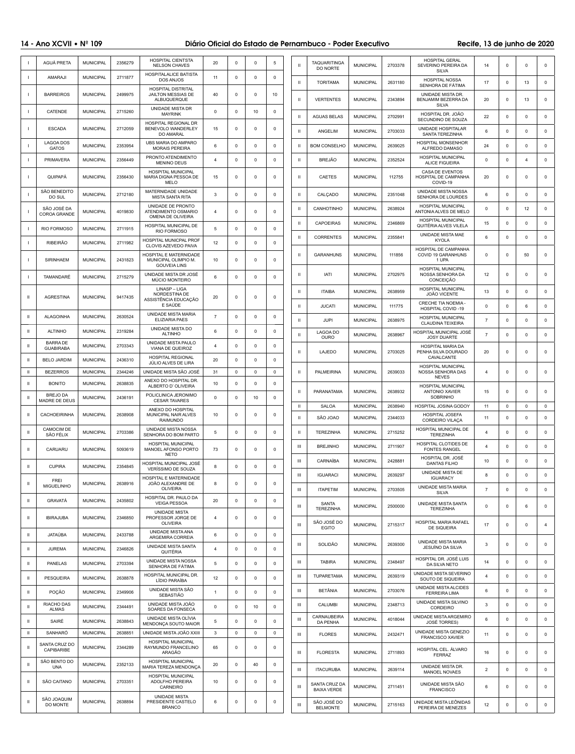| | | | | | | | | |
|---|---|---|---|---|---|---|---|---|
| I | AGUÁ PRETA | MUNICIPAL | 2356279 | HOSPITAL CIENTSTA NELSON CHAVES | 20 | 0 | 0 | 5 |
| I | AMARAJI | MUNICIPAL | 2711877 | HOSPITALALICE BATISTA DOS ANJOS | 11 | 0 | 0 | 0 |
| I | BARREIROS | MUNICIPAL | 2499975 | HOSPITAL DISTRITAL JAILTON MESSIAS DE ALBUQUERQUE | 40 | 0 | 0 | 10 |
| I | CATENDE | MUNICIPAL | 2715260 | UNIDADE MISTA DR MAYRINK | 0 | 0 | 10 | 0 |
| I | ESCADA | MUNICIPAL | 2712059 | HOSPITAL REGIONAL DR BENEVOLO WANDERLEY DO AMARAL | 15 | 0 | 0 | 0 |
| I | LAGOA DOS GATOS | MUNICIPAL | 2353954 | UBS MARIA DO AMPARO MORAIS PEREIRA | 6 | 0 | 0 | 0 |
| I | PRIMAVERA | MUNICIPAL | 2356449 | PRONTO ATENDIMENTO MENINO DEUS | 4 | 0 | 0 | 0 |
| I | QUIPAPÁ | MUNICIPAL | 2356430 | HOSPITAL MUNICIPAL MARIA DIGNA PESSOA DE MELO | 15 | 0 | 0 | 0 |
| I | SÃO BENEDITO DO SUL | MUNICIPAL | 2712180 | MATERNIDADE UNIDADE MISTA SANTA RITA | 3 | 0 | 0 | 0 |
| I | SÃO JOSÉ DA COROA GRANDE | MUNICIPAL | 4019830 | UNIDADE DE PRONTO ATENDIMENTO OSMARIO OMENA DE OLIVEIRA | 4 | 0 | 0 | 0 |
| I | RIO FORMOSO | MUNICIPAL | 2711915 | HOSPITAL MUNICIPAL DE RIO FORMOSO | 5 | 0 | 0 | 0 |
| I | RIBEIRÃO | MUNICIPAL | 2711982 | HOSPITAL MUNICPAL PROF CLOVIS AZEVEDO PAIVA | 12 | 0 | 0 | 0 |
| I | SIRINHAEM | MUNICIPAL | 2431823 | HOSPITAL E MATERNIDADE MUNICIPAL OLIMPIO M. GOUVEIA LINS | 10 | 0 | 0 | 0 |
| I | TAMANDARÉ | MUNICIPAL | 2715279 | UNIDADE MISTA DR JOSÉ MÚCIO MONTEIRO | 6 | 0 | 0 | 0 |
| II | AGRESTINA | MUNICIPAL | 9417435 | LINASP – LIGA NORDESTINA DE ASSISTÊNCIA EDUCAÇÃO E SAÚDE | 20 | 0 | 0 | 0 |
| II | ALAGOINHA | MUNICIPAL | 2630524 | UNIDADE MISTA MARIA ELIZIARIA PAES | 7 | 0 | 0 | 0 |
| II | ALTINHO | MUNICIPAL | 2319284 | UNIDADE MISTA DO ALTINHO | 6 | 0 | 0 | 0 |
| II | BARRA DE GUABIRABA | MUNICIPAL | 2703343 | UNIDADE MISTA PAULO VIANA DE QUEIROZ | 4 | 0 | 0 | 0 |
| II | BELO JARDIM | MUNICIPAL | 2436310 | HOSPITAL REGIONAL JÚLIO ALVES DE LIRA | 20 | 0 | 0 | 0 |
| II | BEZERROS | MUNICIPAL | 2344246 | UNIDADE MISTA SÃO JOSÉ | 31 | 0 | 0 | 0 |
| II | BONITO | MUNICIPAL | 2638835 | ANEXO DO HOSPITAL DR. ALBERTO D' OLIVEIRA | 10 | 0 | 0 | 0 |
| II | BREJO DA MADRE DE DEUS | MUNICIPAL | 2436191 | POLICLINICA JERONIMO CESAR TAVARES | 0 | 0 | 10 | 0 |
| II | CACHOEIRINHA | MUNICIPAL | 2638908 | ANEXO DO HOSPITAL MUNICIPAL NAIR ALVES RAIMUNDO | 10 | 0 | 0 | 0 |
| II | CAMOCIM DE SÃO FÉLIX | MUNICIPAL | 2703386 | UNIDADE MISTA NOSSA SENHORA DO BOM PARTO | 5 | 0 | 0 | 0 |
| II | CARUARU | MUNICIPAL | 5093619 | HOSPITAL MUNICIPAL MANOEL AFONSO PORTO NETO | 73 | 0 | 0 | 0 |
| II | CUPIRA | MUNICIPAL | 2354845 | HOSPITAL MUNICIPAL JOSÉ VERÍSSIMO DE SOUZA | 8 | 0 | 0 | 0 |
| II | FREI MIGUELINHO | MUNICIPAL | 2638916 | HOSPITAL E MATERNIDADE JOÃO ALEXANDRE DE OLIVEIRA | 8 | 0 | 0 | 0 |
| II | GRAVATÁ | MUNICIPAL | 2435802 | HOSPITAL DR. PAULO DA VEIGA PESSOA | 20 | 0 | 0 | 0 |
| II | IBIRAJUBA | MUNICIPAL | 2346850 | UNIDADE MISTA PROFESSOR JORGE DE OLIVEIRA | 4 | 0 | 0 | 0 |
| II | JATAÚBA | MUNICIPAL | 2433788 | UNIDADE MISTA ANA ARGEMIRA CORREIA | 6 | 0 | 0 | 0 |
| II | JUREMA | MUNICIPAL | 2346826 | UNIDADE MISTA SANTA QUITÉRIA | 4 | 0 | 0 | 0 |
| II | PANELAS | MUNICIPAL | 2703394 | UNIDADE MISTA NOSSA SENHORA DE FÁTIMA | 5 | 0 | 0 | 0 |
| II | PESQUEIRA | MUNICIPAL | 2638878 | HOSPITAL MUNICIPAL DR. LÍDIO PARAÍBA | 12 | 0 | 0 | 0 |
| II | POÇÃO | MUNICIPAL | 2349906 | UNIDADE MISTA SÃO SEBASTIÃO | 1 | 0 | 0 | 0 |
| II | RIACHO DAS ALMAS | MUNICIPAL | 2344491 | UNIDADE MISTA JOÃO SOARES DA FONSECA | 0 | 0 | 10 | 0 |
| II | SAIRÉ | MUNICIPAL | 2638843 | UNIDADE MISTA OLÍVIA MENDONÇA SOUTO MAIOR | 5 | 0 | 0 | 0 |
| II | SANHARÓ | MUNICIPAL | 2638851 | UNIDADE MISTA JOÃO XXIII | 3 | 0 | 0 | 0 |
| II | SANTA CRUZ DO CAPIBARIBE | MUNICIPAL | 2344289 | HOSPITAL MUNICIPAL RAYMUNDO FRANCELINO ARAGÃO | 65 | 0 | 0 | 0 |
| II | SÃO BENTO DO UNA | MUNICIPAL | 2352133 | HOSPITAL MUNICIPAL MARIA TEREZA MENDONÇA | 20 | 0 | 40 | 0 |
| II | SÃO CAITANO | MUNICIPAL | 2703351 | HOSPITAL MUNICIPAL ADOLFHO PEREIRA CARNEIRO | 10 | 0 | 0 | 0 |
| II | SÃO JOAQUIM DO MONTE | MUNICIPAL | 2638894 | UNIDADE MISTA PRESIDENTE CASTELO BRANCO | 6 | 0 | 0 | 0 |
| II | TAQUARITINGA DO NORTE | MUNICIPAL | 2703378 | HOSPITAL GERAL SEVERINO PEREIRA DA SILVA | 14 | 0 | 0 | 0 |
| II | TORITAMA | MUNICIPAL | 2631180 | HOSPITAL NOSSA SENHORA DE FÁTIMA | 17 | 0 | 13 | 0 |
| II | VERTENTES | MUNICIPAL | 2343894 | UNIDADE MISTA DR. BENJAMIM BEZERRA DA SILVA | 20 | 0 | 13 | 0 |
| II | AGUAS BELAS | MUNICIPAL | 2702991 | HOSPITAL DR. JOÃO SECUNDINO DE SOUZA | 22 | 0 | 0 | 0 |
| II | ANGELIM | MUNICIPAL | 2703033 | UNIDADE HOSPITALAR SANTA TEREZINHA | 6 | 0 | 0 | 0 |
| II | BOM CONSELHO | MUNICIPAL | 2639025 | HOSPITAL MONSENHOR ALFREDO DAMASO | 24 | 0 | 0 | 0 |
| II | BREJÃO | MUNICIPAL | 2352524 | HOSPITAL MUNICIPAL ALICE FIGUEIRA | 0 | 0 | 4 | 0 |
| II | CAETES | MUNICIPAL | 112755 | CASA DE EVENTOS HOSPITAL DE CAMPANHA COVID-19 | 20 | 0 | 0 | 0 |
| II | CALÇADO | MUNICIPAL | 2351048 | UNIDADE MISTA NOSSA SENHORA DE LOURDES | 6 | 0 | 0 | 0 |
| II | CANHOTINHO | MUNICIPAL | 2638924 | HOSPITAL MUNICIPAL ANTONIA ALVES DE MELO | 0 | 0 | 12 | 0 |
| II | CAPOEIRAS | MUNICIPAL | 2346869 | HOSPITAL MUNICIPAL QUITÉRIA ALVES VILELA | 15 | 0 | 0 | 0 |
| II | CORRENTES | MUNICIPAL | 2355841 | UNIDADE MISTA MAE KYOLA | 6 | 0 | 0 | 0 |
| II | GARANHUNS | MUNICIPAL | 111856 | HOSPITAL DE CAMPANHA COVID 19 GARANHUNS 1 UPA | 0 | 0 | 50 | 0 |
| II | IATI | MUNICIPAL | 2702975 | HOSPITAL MUNICIPAL NOSSA SENHORA DA CONCEIÇÃO | 12 | 0 | 0 | 0 |
| II | ITAIBA | MUNICIPAL | 2638959 | HOSPITAL MUNICIPAL JOÃO VICENTE | 13 | 0 | 0 | 0 |
| II | JUCATI | MUNICIPAL | 111775 | CRECHE TIA NOEMIA - HOSPITAL COVID -19 | 0 | 0 | 6 | 0 |
| II | JUPI | MUNICIPAL | 2638975 | HOSPITAL MUNICIPAL CLAUDINA TEIXEIRA | 7 | 0 | 0 | 0 |
| II | LAGOA DO OURO | MUNICIPAL | 2638967 | HOSPITAL MUNICIPAL JOSÉ JOSY DUARTE | 7 | 0 | 0 | 0 |
| II | LAJEDO | MUNICIPAL | 2703025 | HOSPITAL MARIA DA PENHA SILVA DOURADO CAVALCANTE | 20 | 0 | 0 | 0 |
| II | PALMEIRINA | MUNICIPAL | 2639033 | HOSPITAL MUNICIPAL NOSSA SENHORA DAS NEVES | 4 | 0 | 0 | 0 |
| II | PARANATAMA | MUNICIPAL | 2638932 | HOSPITAL MUNICIPAL ANTONIO XAVIER SOBRINHO | 15 | 0 | 0 | 0 |
| II | SALOA | MUNICIPAL | 2638940 | HOSPITAL JOSINA GODOY | 11 | 0 | 0 | 0 |
| II | SÃO JOAO | MUNICIPAL | 2344033 | HOSPITAL JOSEFA CORDEIRO VILAÇA | 11 | 0 | 0 | 0 |
| II | TEREZINHA | MUNICIPAL | 2715252 | HOSPITAL MUNICIPAL DE TEREZINHA | 4 | 0 | 0 | 0 |
| III | BREJINHO | MUNICIPAL | 2711907 | HOSPITAL CLOTIDES DE FONTES RANGEL | 4 | 0 | 0 | 0 |
| III | CARNAÍBA | MUNICIPAL | 2428881 | HOSPITAL DR. JOSÉ DANTAS FILHO | 10 | 0 | 0 | 0 |
| III | IGUARACI | MUNICIPAL | 2639297 | UNIDADE MISTA DE IGUARACY | 8 | 0 | 0 | 0 |
| III | ITAPETIM | MUNICIPAL | 2703505 | UNIDADE MISTA MARIA SILVA | 7 | 0 | 0 | 0 |
| III | SANTA TEREZINHA | MUNICIPAL | 2500000 | UNIDADE MISTA SANTA TEREZINHA | 0 | 0 | 6 | 0 |
| III | SÃO JOSÉ DO EGITO | MUNICIPAL | 2715317 | HOSPITAL MARIA RAFAEL DE SIQUEIRA | 17 | 0 | 0 | 4 |
| III | SOLIDÃO | MUNICIPAL | 2639300 | UNIDADE MISTA MARIA JESUÍNO DA SILVA | 3 | 0 | 0 | 0 |
| III | TABIRA | MUNICIPAL | 2348497 | HOSPITAL DR. JOSÉ LUIS DA SILVA NETO | 14 | 0 | 0 | 0 |
| III | TUPARETAMA | MUNICIPAL | 2639319 | UNIDADE MISTA SEVERINO SOUTO DE SIQUEIRA | 4 | 0 | 0 | 0 |
| III | BETÂNIA | MUNICIPAL | 2703076 | UNIDADE MISTA ALCIDES FERREIRA LIMA | 6 | 0 | 0 | 0 |
| III | CALUMBI | MUNICIPAL | 2348713 | UNIDADE MISTA SILVINO CORDEIRO | 3 | 0 | 0 | 0 |
| III | CARNAUBEIRA DA PENHA | MUNICIPAL | 4018044 | UNIDADE MISTA ARGEMIRO JOSÉ TORRES) | 6 | 0 | 0 | 0 |
| III | FLORES | MUNICIPAL | 2432471 | UNIDADE MISTA GENEZIO FRANCISCO XAVIER | 11 | 0 | 0 | 0 |
| III | FLORESTA | MUNICIPAL | 2711893 | HOSPITAL CEL. ÁLVARO FERRAZ | 16 | 0 | 0 | 0 |
| III | ITACURUBA | MUNICIPAL | 2639114 | UNIDADE MISTA DR. MANOEL NOVAES | 2 | 0 | 0 | 0 |
| III | SANTA CRUZ DA BAIXA VERDE | MUNICIPAL | 2711451 | UNIDADE MISTA SÃO FRANCISCO | 6 | 0 | 0 | 0 |
| III | SÃO JOSÉ DO BELMONTE | MUNICIPAL | 2715163 | UNIDADE MISTA LEÔNIDAS PEREIRA DE MENEZES | 12 | 0 | 0 | 0 |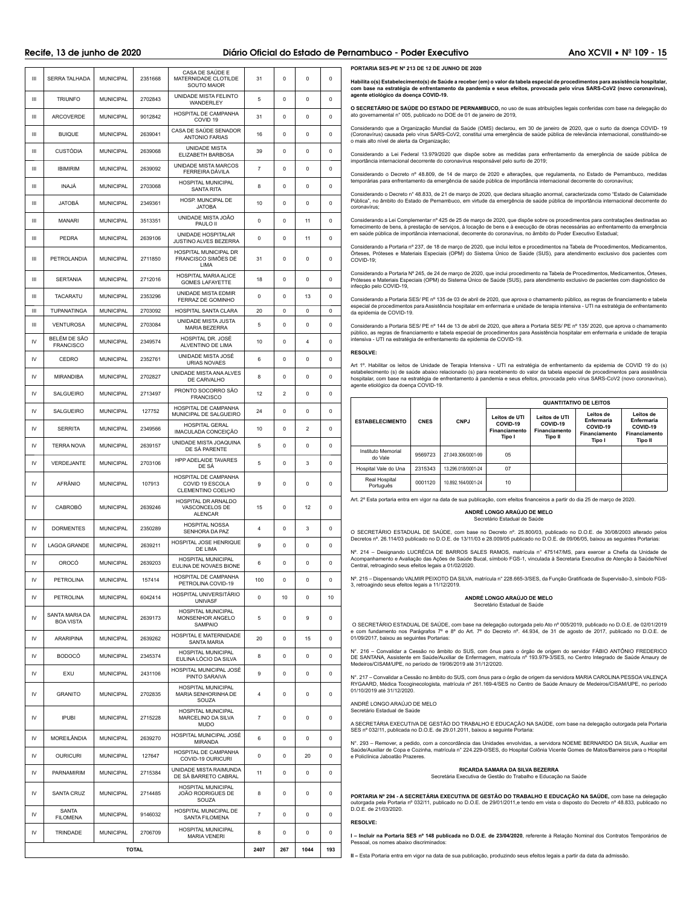| | | | | | | | |
|---|---|---|---|---|---|---|---|
| III | SERRA TALHADA | MUNICIPAL | 2351668 | CASA DE SAÚDE E MATERNIDADE CLOTILDE SOUTO MAIOR | 31 | 0 | 0 | 0 |
| III | TRIUNFO | MUNICIPAL | 2702843 | UNIDADE MISTA FELINTO WANDERLEY | 5 | 0 | 0 | 0 |
| III | ARCOVERDE | MUNICIPAL | 9012842 | HOSPITAL DE CAMPANHA COVID 19 | 31 | 0 | 0 | 0 |
| III | BUIQUE | MUNICIPAL | 2639041 | CASA DE SAÚDE SENADOR ANTONIO FARIAS | 16 | 0 | 0 | 0 |
| III | CUSTÓDIA | MUNICIPAL | 2639068 | UNIDADE MISTA ELIZABETH BARBOSA | 39 | 0 | 0 | 0 |
| III | IBIMIRIM | MUNICIPAL | 2639092 | UNIDADE MISTA MARCOS FERREIRA DÁVILA | 7 | 0 | 0 | 0 |
| III | INAJÁ | MUNICIPAL | 2703068 | HOSPITAL MUNICIPAL SANTA RITA | 8 | 0 | 0 | 0 |
| III | JATOBÁ | MUNICIPAL | 2349361 | HOSP. MUNCIPAL DE JATOBA | 10 | 0 | 0 | 0 |
| III | MANARI | MUNICIPAL | 3513351 | UNIDADE MISTA JOÃO PAULO II | 0 | 0 | 11 | 0 |
| III | PEDRA | MUNICIPAL | 2639106 | UNIDADE HOSPITALAR JUSTINO ALVES BEZERRA | 0 | 0 | 11 | 0 |
| III | PETROLANDIA | MUNICIPAL | 2711850 | HOSPITAL MUNICIPAL DR FRANCISCO SIMÕES DE LIMA | 31 | 0 | 0 | 0 |
| III | SERTANIA | MUNICIPAL | 2712016 | HOSPITAL MARIA ALICE GOMES LAFAYETTE | 18 | 0 | 0 | 0 |
| III | TACARATU | MUNICIPAL | 2353296 | UNIDADE MISTA EDMIR FERRAZ DE GOMINHO | 0 | 0 | 13 | 0 |
| III | TUPANATINGA | MUNICIPAL | 2703092 | HOSPITAL SANTA CLARA | 20 | 0 | 0 | 0 |
| III | VENTUROSA | MUNICIPAL | 2703084 | UNIDADE MISTA JUSTA MARIA BEZERRA | 5 | 0 | 0 | 0 |
| IV | BELÉM DE SÃO FRANCISCO | MUNICIPAL | 2349574 | HOSPITAL DR. JOSÉ ALVENTINO DE LIMA | 10 | 0 | 4 | 0 |
| IV | CEDRO | MUNICIPAL | 2352761 | UNIDADE MISTA JOSÉ URIAS NOVAES | 6 | 0 | 0 | 0 |
| IV | MIRANDIBA | MUNICIPAL | 2702827 | UNIDADE MISTA ANA ALVES DE CARVALHO | 8 | 0 | 0 | 0 |
| IV | SALGUEIRO | MUNICIPAL | 2713497 | PRONTO SOCORRO SÃO FRANCISCO | 12 | 2 | 0 | 0 |
| IV | SALGUEIRO | MUNICIPAL | 127752 | HOSPITAL DE CAMPANHA MUNICIPAL DE SALGUEIRO | 24 | 0 | 0 | 0 |
| IV | SERRITA | MUNICIPAL | 2349566 | HOSPITAL GERAL IMACULADA CONCEIÇÃO | 10 | 0 | 2 | 0 |
| IV | TERRA NOVA | MUNICIPAL | 2639157 | UNIDADE MISTA JOAQUINA DE SÁ PARENTE | 5 | 0 | 0 | 0 |
| IV | VERDEJANTE | MUNICIPAL | 2703106 | HPP ADELAIDE TAVARES DE SÁ | 5 | 0 | 3 | 0 |
| IV | AFRÂNIO | MUNICIPAL | 107913 | HOSPITAL DE CAMPANHA COVID 19 ESCOLA CLEMENTINO COELHO | 9 | 0 | 0 | 0 |
| IV | CABROBÓ | MUNICIPAL | 2639246 | HOSPITAL DR ARNALDO VASCONCELOS DE ALENCAR | 15 | 0 | 12 | 0 |
| IV | DORMENTES | MUNICIPAL | 2350289 | HOSPITAL NOSSA SENHORA DA PAZ | 4 | 0 | 3 | 0 |
| IV | LAGOA GRANDE | MUNICIPAL | 2639211 | HOSPITAL JOSE HENRIQUE DE LIMA | 9 | 0 | 0 | 0 |
| IV | OROCÓ | MUNICIPAL | 2639203 | HOSPITAL MUNICIPAL EULINA DE NOVAES BIONE | 6 | 0 | 0 | 0 |
| IV | PETROLINA | MUNICIPAL | 157414 | HOSPITAL DE CAMPANHA PETROLINA COVID-19 | 100 | 0 | 0 | 0 |
| IV | PETROLINA | MUNICIPAL | 6042414 | HOSPITAL UNIVERSITÁRIO UNIVASF | 0 | 10 | 0 | 10 |
| IV | SANTA MARIA DA BOA VISTA | MUNICIPAL | 2639173 | HOSPITAL MUNICIPAL MONSENHOR ANGELO SAMPAIO | 5 | 0 | 9 | 0 |
| IV | ARARIPINA | MUNICIPAL | 2639262 | HOSPITAL E MATERNIDADE SANTA MARIA | 20 | 0 | 15 | 0 |
| IV | BODOCÓ | MUNICIPAL | 2345374 | HOSPITAL MUNICIPAL EULINA LÓCIO DA SILVA | 8 | 0 | 0 | 0 |
| IV | EXU | MUNICIPAL | 2431106 | HOSPITAL MUNICIPAL JOSÉ PINTO SARAIVA | 9 | 0 | 0 | 0 |
| IV | GRANITO | MUNICIPAL | 2702835 | HOSPITAL MUNICIPAL MARIA SENHORINHA DE SOUZA | 4 | 0 | 0 | 0 |
| IV | IPUBI | MUNICIPAL | 2715228 | HOSPITAL MUNICIPAL MARCELINO DA SILVA MUDO | 7 | 0 | 0 | 0 |
| IV | MOREILÂNDIA | MUNICIPAL | 2639270 | HOSPITAL MUNICIPAL JOSÉ MIRANDA | 6 | 0 | 0 | 0 |
| IV | OURICURI | MUNICIPAL | 127647 | HOSPITAL DE CAMPANHA COVID-19 OURICURI | 0 | 0 | 20 | 0 |
| IV | PARNAMIRIM | MUNICIPAL | 2715384 | UNIDADE MISTA RAIMUNDA DE SÁ BARRETO CABRAL | 11 | 0 | 0 | 0 |
| IV | SANTA CRUZ | MUNICIPAL | 2714485 | HOSPITAL MUNICIPAL JOÃO RODRIGUES DE SOUZA | 8 | 0 | 0 | 0 |
| IV | SANTA FILOMENA | MUNICIPAL | 9146032 | HOSPITAL MUNICIPAL DE SANTA FILOMENA | 7 | 0 | 0 | 0 |
| IV | TRINDADE | MUNICIPAL | 2706709 | HOSPITAL MUNICIPAL MARIA VENERI | 8 | 0 | 0 | 0 |
| TOTAL | | | | | 2407 | 267 | 1044 | 193 |

**PORTARIA SES-PE Nº 213 DE 12 DE JUNHO DE 2020**

**Habilita o(s) Estabelecimento(s) de Saúde a receber (em) o valor da tabela especial de procedimentos para assistência hospitalar, com base na estratégia de enfrentamento da pandemia e seus efeitos, provocada pelo vírus SARS-CoV2 (novo coronavírus), agente etiológico da doença COVID-19.**

**O SECRETÁRIO DE SAÚDE DO ESTADO DE PERNAMBUCO,** no uso de suas atribuições legais conferidas com base na delegação do ato governamental n° 005, publicado no DOE de 01 de janeiro de 2019,

Considerando que a Organização Mundial da Saúde (OMS) declarou, em 30 de janeiro de 2020, que o surto da doença COVID- 19 (Coronavírus) causada pelo vírus SARS-CoV2, constitui uma emergência de saúde pública de relevância internacional, constituindo-se o mais alto nível de alerta da Organização;

Considerando a Lei Federal 13.979/2020 que dispõe sobre as medidas para enfrentamento da emergência de saúde pública de importância internacional decorrente do coronavírus responsável pelo surto de 2019;

Considerando o Decreto nº 48.809, de 14 de março de 2020 e alterações, que regulamenta, no Estado de Pernambuco, medidas temporárias para enfrentamento da emergência de saúde pública de importância internacional decorrente do coronavírus;

Considerando o Decreto n° 48.833, de 21 de março de 2020, que declara situação anormal, caracterizada como "Estado de Calamidade Pública", no âmbito do Estado de Pernambuco, em virtude da emergência de saúde pública de importância internacional decorrente do coronavírus;

Considerando a Lei Complementar nº 425 de 25 de março de 2020, que dispõe sobre os procedimentos para contratações destinadas ao fornecimento de bens, à prestação de serviços, à locação de bens e à execução de obras necessárias ao enfrentamento da emergência em saúde pública de importância internacional, decorrente do coronavírus, no âmbito do Poder Executivo Estadual;

Considerando a Portaria nº 237, de 18 de março de 2020, que inclui leitos e procedimentos na Tabela de Procedimentos, Medicamentos, Órteses, Próteses e Materiais Especiais (OPM) do Sistema Único de Saúde (SUS), para atendimento exclusivo dos pacientes com COVID-19;

Considerando a Portaria Nº 245, de 24 de março de 2020, que inclui procedimento na Tabela de Procedimentos, Medicamentos, Órteses, Próteses e Materiais Especiais (OPM) do Sistema Único de Saúde (SUS), para atendimento exclusivo de pacientes com diagnóstico de infecção pelo COVID-19,

Considerando a Portaria SES/ PE nº 135 de 03 de abril de 2020, que aprova o chamamento público, as regras de financiamento e tabela especial de procedimentos para Assistência hospitalar em enfermaria e unidade de terapia intensiva - UTI na estratégia de enfrentamento da epidemia de COVID-19.

Considerando a Portaria SES/ PE nº 144 de 13 de abril de 2020, que altera a Portaria SES/ PE nº 135/ 2020, que aprova o chamamento público, as regras de financiamento e tabela especial de procedimentos para Assistência hospitalar em enfermaria e unidade de terapia intensiva - UTI na estratégia de enfrentamento da epidemia de COVID-19.

**RESOLVE:**

Art 1º. Habilitar os leitos de Unidade de Terapia Intensiva - UTI na estratégia de enfrentamento da epidemia de COVID 19 do (s) estabelecimento (s) de saúde abaixo relacionado (s) para recebimento do valor da tabela especial de procedimentos para assistência hospitalar, com base na estratégia de enfrentamento à pandemia e seus efeitos, provocada pelo vírus SARS-CoV2 (novo coronavírus), agente etiológico da doença COVID-19.

| ESTABELECIMENTO | CNES | CNPJ | QUANTITATIVO DE LEITOS | | | |
|---|---|---|---|---|---|---|
| | | | Leitos de UTI COVID-19 Financiamento Tipo I | Leitos de UTI COVID-19 Financiamento Tipo II | Leitos de Enfermaria COVID-19 Financiamento Tipo I | Leitos de Enfermaria COVID-19 Financiamento Tipo II |
| Instituto Memorial do Vale | 9569723 | 27.049.306/0001-99 | 05 | | | |
| Hospital Vale do Una | 2315343 | 13.296.018/0001-24 | 07 | | | |
| Real Hospital Português | 0001120 | 10.892.164/0001-24 | 10 | | | |

Art. 2º Esta portaria entra em vigor na data de sua publicação, com efeitos financeiros a partir do dia 25 de março de 2020.

**ANDRÉ LONGO ARAÚJO DE MELO**
Secretário Estadual de Saúde

O SECRETÁRIO ESTADUAL DE SAÚDE, com base no Decreto nº. 25.800/03, publicado no D.O.E. de 30/08/2003 alterado pelos Decretos nº. 26.114/03 publicado no D.O.E. de 13/11/03 e 28.009/05 publicado no D.O.E. de 09/06/05, baixou as seguintes Portarias:

Nº. 214 – Designando LUCRÉCIA DE BARROS SALES RAMOS, matrícula n° 475147/MS, para exercer a Chefia da Unidade de Acompanhamento e Avaliação das Ações de Saúde Bucal, símbolo FGS-1, vinculada à Secretaria Executiva de Atenção à Saúde/Nível Central, retroagindo seus efeitos legais a 01/02/2020.

Nº. 215 – Dispensando VALMIR PEIXOTO DA SILVA, matrícula n° 228.665-3/SES, da Função Gratificada de Supervisão-3, símbolo FGS-3, retroagindo seus efeitos legais a 11/12/2019.

**ANDRÉ LONGO ARAÚJO DE MELO**
Secretário Estadual de Saúde

O SECRETÁRIO ESTADUAL DE SAÚDE, com base na delegação outorgada pelo Ato nº 005/2019, publicado no D.O.E. de 02/01/2019 e com fundamento nos Parágrafos 7º e 8º do Art. 7º do Decreto nº. 44.934, de 31 de agosto de 2017, publicado no D.O.E. de 01/09/2017, baixou as seguintes Portarias:

Nº. 216 – Convalidar a Cessão no âmbito do SUS, com ônus para o órgão de origem do servidor FÁBIO ANTÔNIO FREDERICO DE SANTANA, Assistente em Saúde/Auxiliar de Enfermagem, matrícula nº 193.979-3/SES, no Centro Integrado de Saúde Amaury de Medeiros/CISAM/UPE, no período de 19/06/2019 até 31/12/2020.

Nº. 217 – Convalidar a Cessão no âmbito do SUS, com ônus para o órgão de origem da servidora MARIA CAROLINA PESSOA VALENÇA RYGAARD, Médica Tocoginecologista, matrícula nº 261.169-4/SES no Centro de Saúde Amaury de Medeiros/CISAM/UPE, no período 01/10/2019 até 31/12/2020.

ANDRÉ LONGO ARAÚJO DE MELO
Secretário Estadual de Saúde

A SECRETÁRIA EXECUTIVA DE GESTÃO DO TRABALHO E EDUCAÇÃO NA SAÚDE, com base na delegação outorgada pela Portaria SES nº 032/11, publicada no D.O.E. de 29.01.2011, baixou a seguinte Portaria:

N°. 293 – Remover, a pedido, com a concordância das Unidades envolvidas, a servidora NOEME BERNARDO DA SILVA, Auxiliar em Saúde/Auxiliar de Copa e Cozinha, matrícula n° 224.229-0/SES, do Hospital Colônia Vicente Gomes de Matos/Barreiros para o Hospital e Policlínica Jaboatão Prazeres.

**RICARDA SAMARA DA SILVA BEZERRA**
Secretária Executiva de Gestão do Trabalho e Educação na Saúde

**PORTARIA Nº 294 - A SECRETÁRIA EXECUTIVA DE GESTÃO DO TRABALHO E EDUCAÇÃO NA SAÚDE,** com base na delegação outorgada pela Portaria nº 032/11, publicado no D.O.E. de 29/01/2011,e tendo em vista o disposto do Decreto nº 48.833, publicado no D.O.E. de 21/03/2020.

**RESOLVE:**

**I – Incluir na Portaria SES nº 148 publicada no D.O.E. de 23/04/2020**, referente à Relação Nominal dos Contratos Temporários de Pessoal, os nomes abaixo discriminados:

**II –** Esta Portaria entra em vigor na data de sua publicação, produzindo seus efeitos legais a partir da data da admissão.